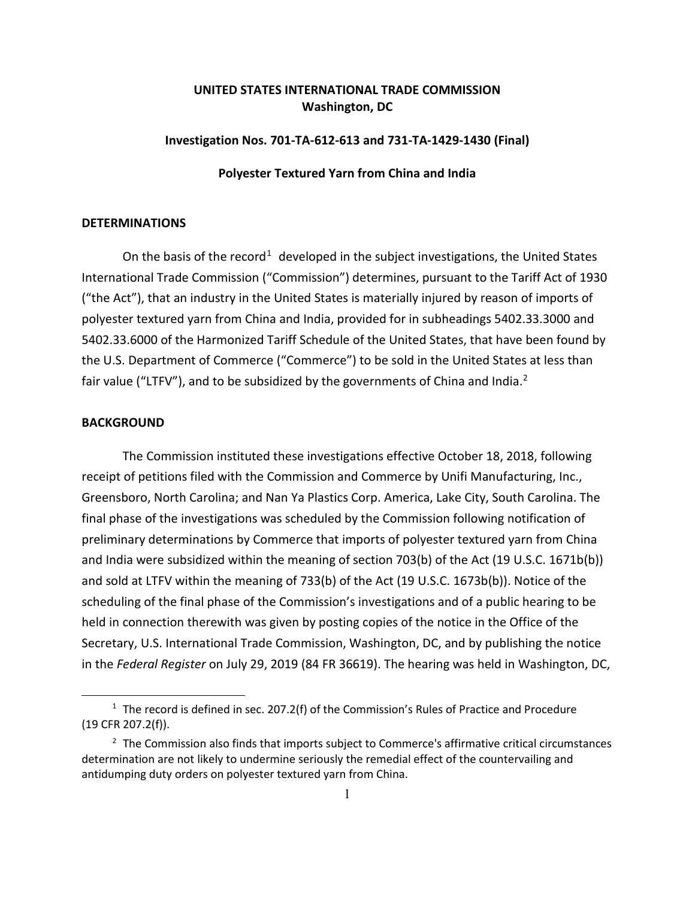**UNITED STATES INTERNATIONAL TRADE COMMISSION**
**Washington, DC**

**Investigation Nos. 701-TA-612-613 and 731-TA-1429-1430 (Final)**

**Polyester Textured Yarn from China and India**

## DETERMINATIONS

On the basis of the record[1] developed in the subject investigations, the United States International Trade Commission ("Commission") determines, pursuant to the Tariff Act of 1930 ("the Act"), that an industry in the United States is materially injured by reason of imports of polyester textured yarn from China and India, provided for in subheadings 5402.33.3000 and 5402.33.6000 of the Harmonized Tariff Schedule of the United States, that have been found by the U.S. Department of Commerce ("Commerce") to be sold in the United States at less than fair value ("LTFV"), and to be subsidized by the governments of China and India.[2]

## BACKGROUND

The Commission instituted these investigations effective October 18, 2018, following receipt of petitions filed with the Commission and Commerce by Unifi Manufacturing, Inc., Greensboro, North Carolina; and Nan Ya Plastics Corp. America, Lake City, South Carolina. The final phase of the investigations was scheduled by the Commission following notification of preliminary determinations by Commerce that imports of polyester textured yarn from China and India were subsidized within the meaning of section 703(b) of the Act (19 U.S.C. 1671b(b)) and sold at LTFV within the meaning of 733(b) of the Act (19 U.S.C. 1673b(b)). Notice of the scheduling of the final phase of the Commission's investigations and of a public hearing to be held in connection therewith was given by posting copies of the notice in the Office of the Secretary, U.S. International Trade Commission, Washington, DC, and by publishing the notice in the *Federal Register* on July 29, 2019 (84 FR 36619). The hearing was held in Washington, DC,

---

[1] The record is defined in sec. 207.2(f) of the Commission's Rules of Practice and Procedure (19 CFR 207.2(f)).

[2] The Commission also finds that imports subject to Commerce's affirmative critical circumstances determination are not likely to undermine seriously the remedial effect of the countervailing and antidumping duty orders on polyester textured yarn from China.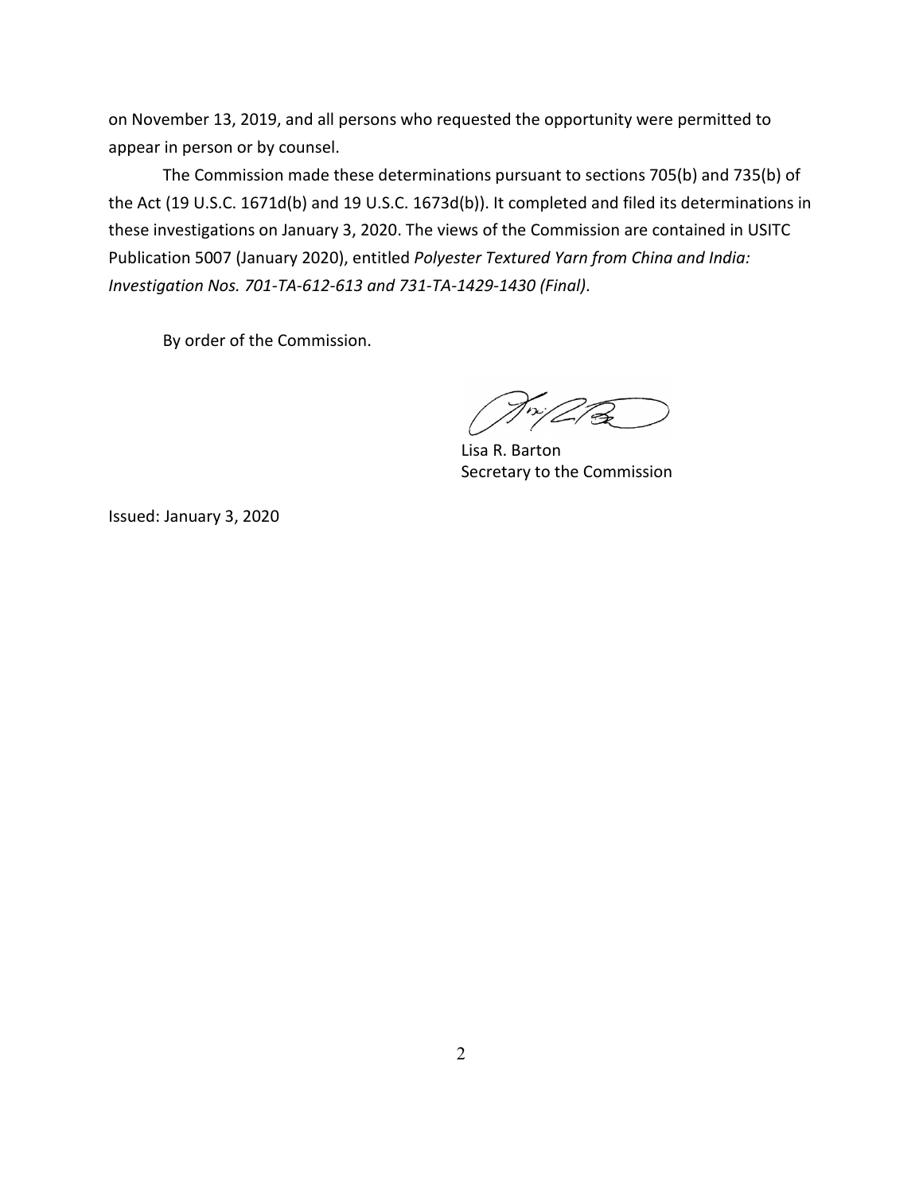on November 13, 2019, and all persons who requested the opportunity were permitted to appear in person or by counsel.

The Commission made these determinations pursuant to sections 705(b) and 735(b) of the Act (19 U.S.C. 1671d(b) and 19 U.S.C. 1673d(b)). It completed and filed its determinations in these investigations on January 3, 2020. The views of the Commission are contained in USITC Publication 5007 (January 2020), entitled *Polyester Textured Yarn from China and India: Investigation Nos. 701-TA-612-613 and 731-TA-1429-1430 (Final)*.

By order of the Commission.

Lisa R. Barton
Secretary to the Commission

Issued: January 3, 2020